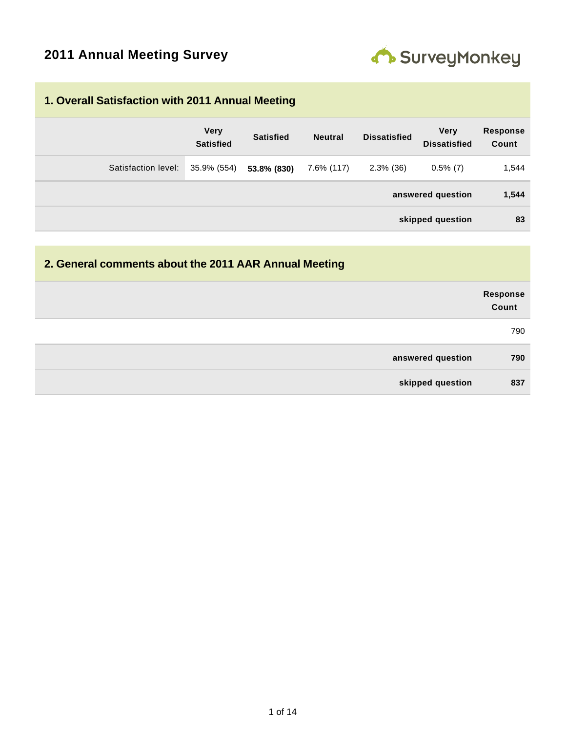# 2011 Annual Meeting Survey

## 1. Overall Satisfaction with 2011 Annual Meeting

| | Very Satisfied | Satisfied | Neutral | Dissatisfied | Very Dissatisfied | Response Count |
|---|---|---|---|---|---|---|
| Satisfaction level: | 35.9% (554) | **53.8% (830)** | 7.6% (117) | 2.3% (36) | 0.5% (7) | 1,544 |
| | | | | | **answered question** | **1,544** |
| | | | | | **skipped question** | **83** |

## 2. General comments about the 2011 AAR Annual Meeting

| | Response Count |
|---|---|
| | 790 |
| **answered question** | **790** |
| **skipped question** | **837** |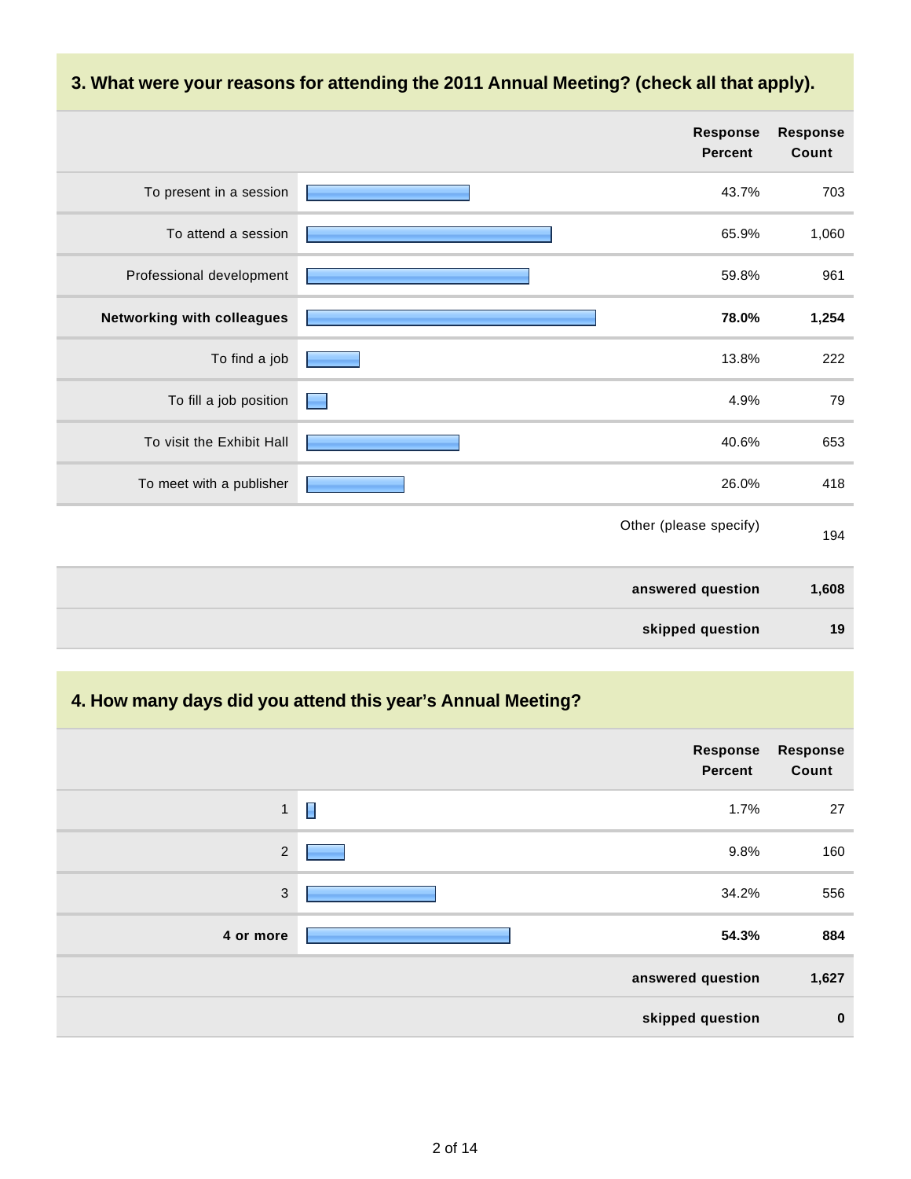### 3. What were your reasons for attending the 2011 Annual Meeting? (check all that apply).

| | Response Percent | Response Count |
|---|---|---|
| To present in a session | 43.7% | 703 |
| To attend a session | 65.9% | 1,060 |
| Professional development | 59.8% | 961 |
| **Networking with colleagues** | **78.0%** | **1,254** |
| To find a job | 13.8% | 222 |
| To fill a job position | 4.9% | 79 |
| To visit the Exhibit Hall | 40.6% | 653 |
| To meet with a publisher | 26.0% | 418 |
| | Other (please specify) | 194 |
| | **answered question** | **1,608** |
| | **skipped question** | **19** |

### 4. How many days did you attend this year's Annual Meeting?

| | Response Percent | Response Count |
|---|---|---|
| 1 | 1.7% | 27 |
| 2 | 9.8% | 160 |
| 3 | 34.2% | 556 |
| **4 or more** | **54.3%** | **884** |
| | **answered question** | **1,627** |
| | **skipped question** | **0** |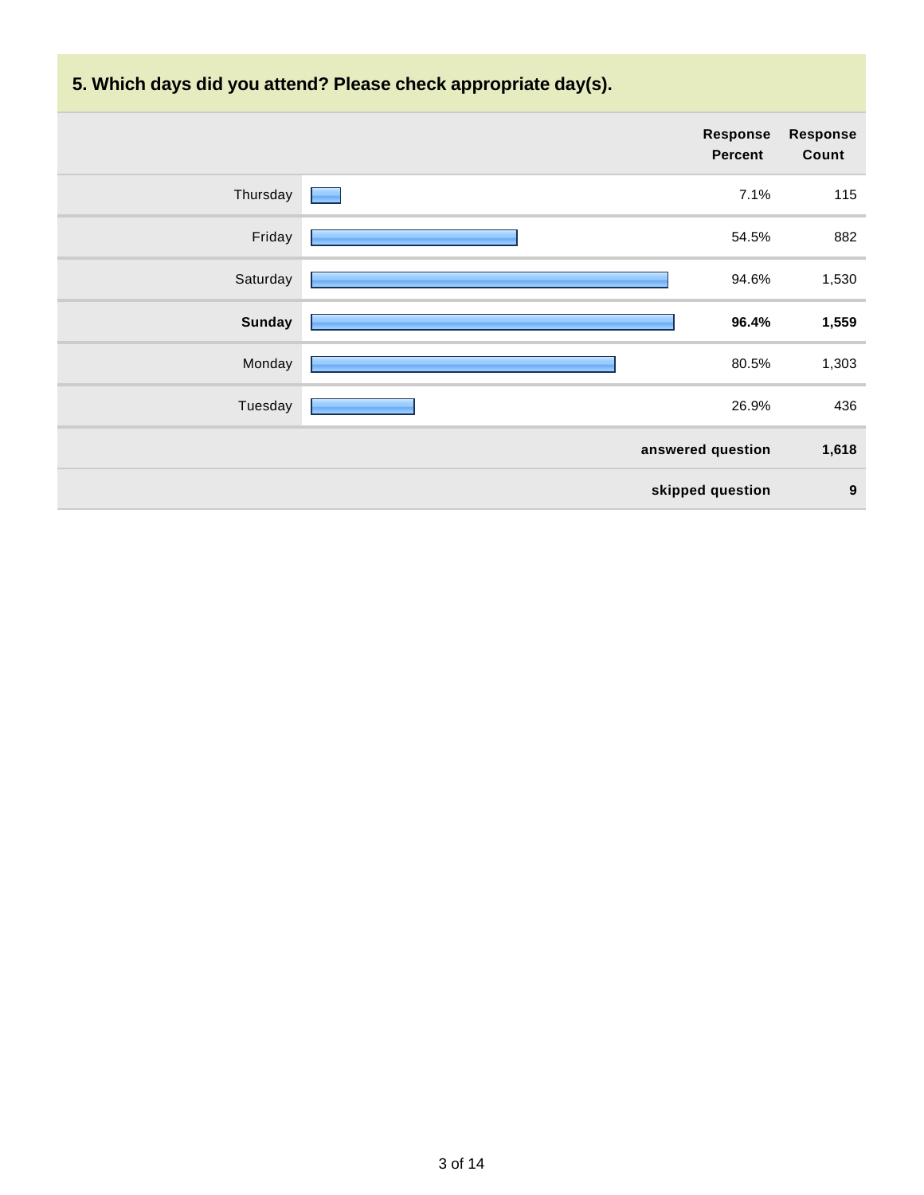## 5. Which days did you attend? Please check appropriate day(s).

| | Response Percent | Response Count |
|---|---|---|
| Thursday | 7.1% | 115 |
| Friday | 54.5% | 882 |
| Saturday | 94.6% | 1,530 |
| **Sunday** | **96.4%** | **1,559** |
| Monday | 80.5% | 1,303 |
| Tuesday | 26.9% | 436 |
| | **answered question** | **1,618** |
| | **skipped question** | **9** |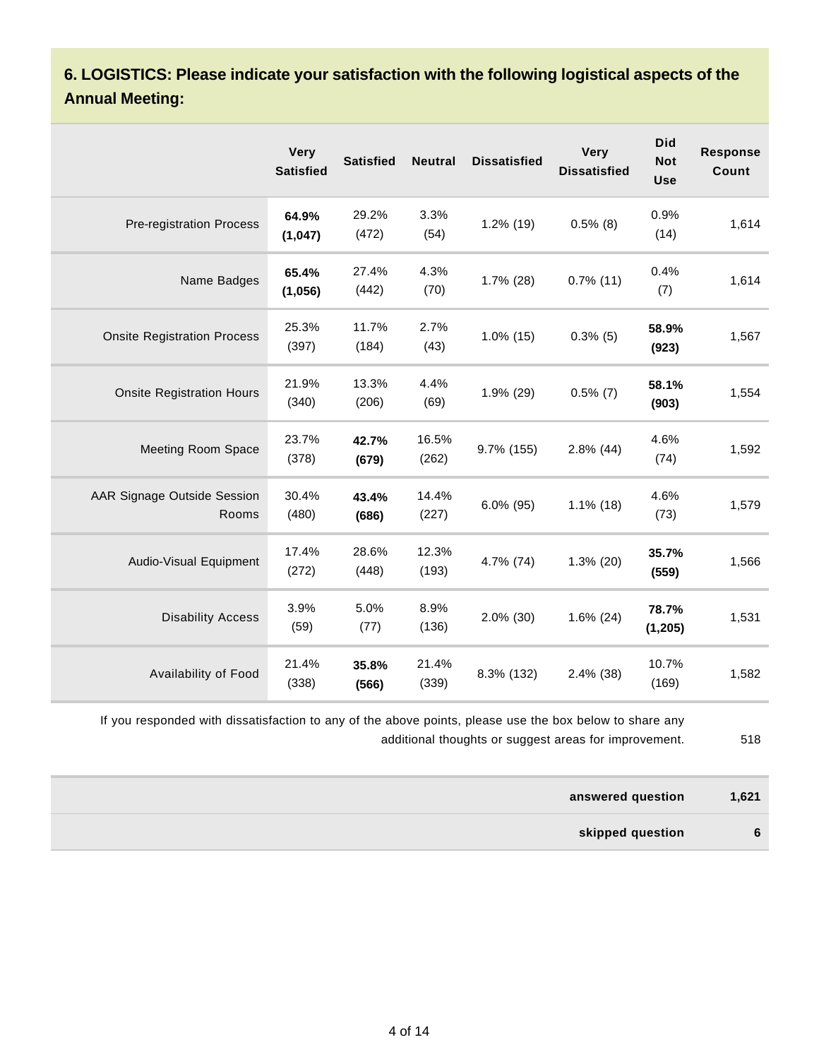## 6. LOGISTICS: Please indicate your satisfaction with the following logistical aspects of the Annual Meeting:

| | Very Satisfied | Satisfied | Neutral | Dissatisfied | Very Dissatisfied | Did Not Use | Response Count |
|---|---|---|---|---|---|---|---|
| Pre-registration Process | **64.9% (1,047)** | 29.2% (472) | 3.3% (54) | 1.2% (19) | 0.5% (8) | 0.9% (14) | 1,614 |
| Name Badges | **65.4% (1,056)** | 27.4% (442) | 4.3% (70) | 1.7% (28) | 0.7% (11) | 0.4% (7) | 1,614 |
| Onsite Registration Process | 25.3% (397) | 11.7% (184) | 2.7% (43) | 1.0% (15) | 0.3% (5) | **58.9% (923)** | 1,567 |
| Onsite Registration Hours | 21.9% (340) | 13.3% (206) | 4.4% (69) | 1.9% (29) | 0.5% (7) | **58.1% (903)** | 1,554 |
| Meeting Room Space | 23.7% (378) | **42.7% (679)** | 16.5% (262) | 9.7% (155) | 2.8% (44) | 4.6% (74) | 1,592 |
| AAR Signage Outside Session Rooms | 30.4% (480) | **43.4% (686)** | 14.4% (227) | 6.0% (95) | 1.1% (18) | 4.6% (73) | 1,579 |
| Audio-Visual Equipment | 17.4% (272) | 28.6% (448) | 12.3% (193) | 4.7% (74) | 1.3% (20) | **35.7% (559)** | 1,566 |
| Disability Access | 3.9% (59) | 5.0% (77) | 8.9% (136) | 2.0% (30) | 1.6% (24) | **78.7% (1,205)** | 1,531 |
| Availability of Food | 21.4% (338) | **35.8% (566)** | 21.4% (339) | 8.3% (132) | 2.4% (38) | 10.7% (169) | 1,582 |

If you responded with dissatisfaction to any of the above points, please use the box below to share any additional thoughts or suggest areas for improvement. 518

| | |
|---|---|
| **answered question** | **1,621** |
| **skipped question** | **6** |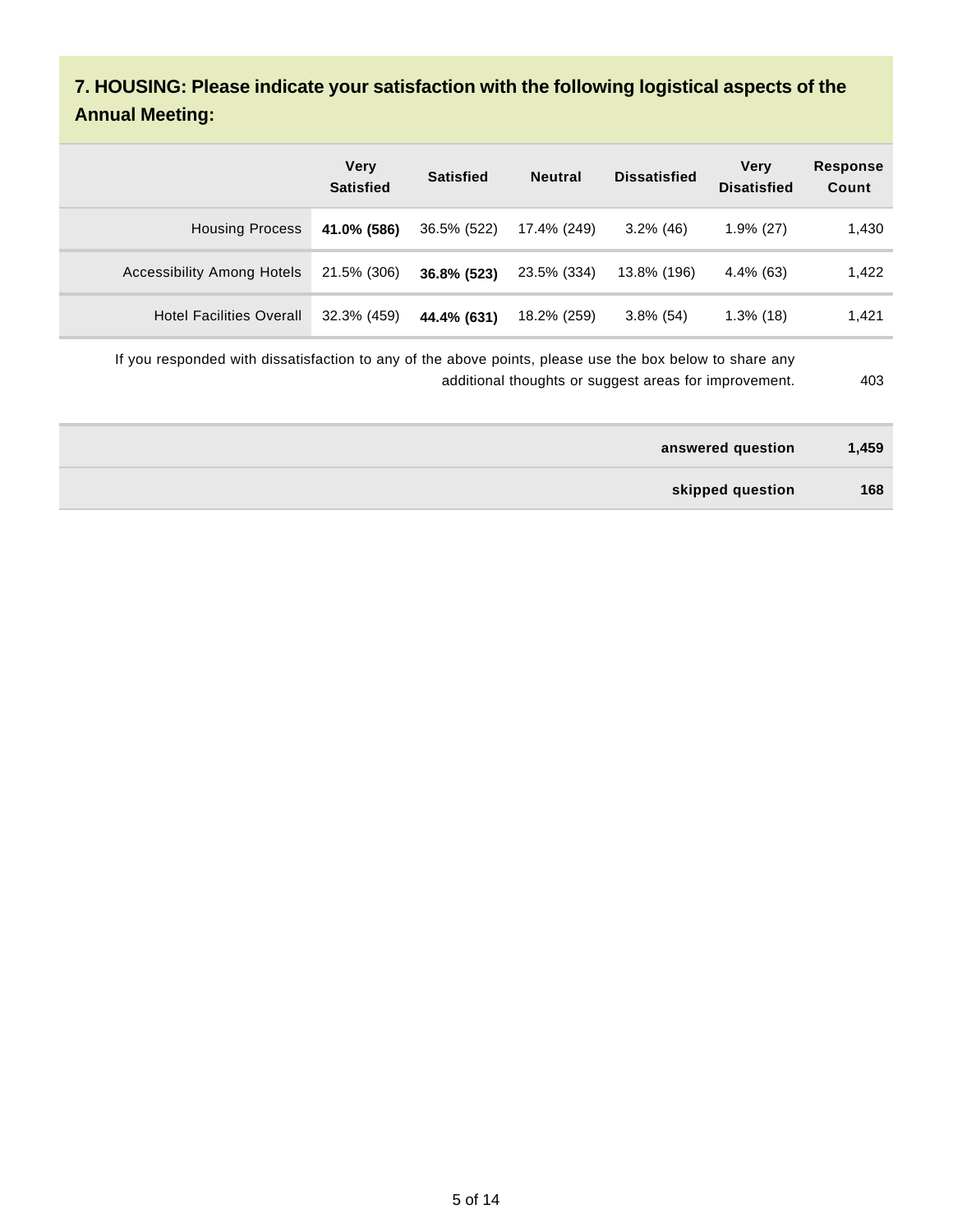## 7. HOUSING: Please indicate your satisfaction with the following logistical aspects of the Annual Meeting:

| | Very Satisfied | Satisfied | Neutral | Dissatisfied | Very Disatisfied | Response Count |
|---|---|---|---|---|---|---|
| Housing Process | **41.0% (586)** | 36.5% (522) | 17.4% (249) | 3.2% (46) | 1.9% (27) | 1,430 |
| Accessibility Among Hotels | 21.5% (306) | **36.8% (523)** | 23.5% (334) | 13.8% (196) | 4.4% (63) | 1,422 |
| Hotel Facilities Overall | 32.3% (459) | **44.4% (631)** | 18.2% (259) | 3.8% (54) | 1.3% (18) | 1,421 |

| | |
|---|---|
| If you responded with dissatisfaction to any of the above points, please use the box below to share any additional thoughts or suggest areas for improvement. | 403 |
| **answered question** | **1,459** |
| **skipped question** | **168** |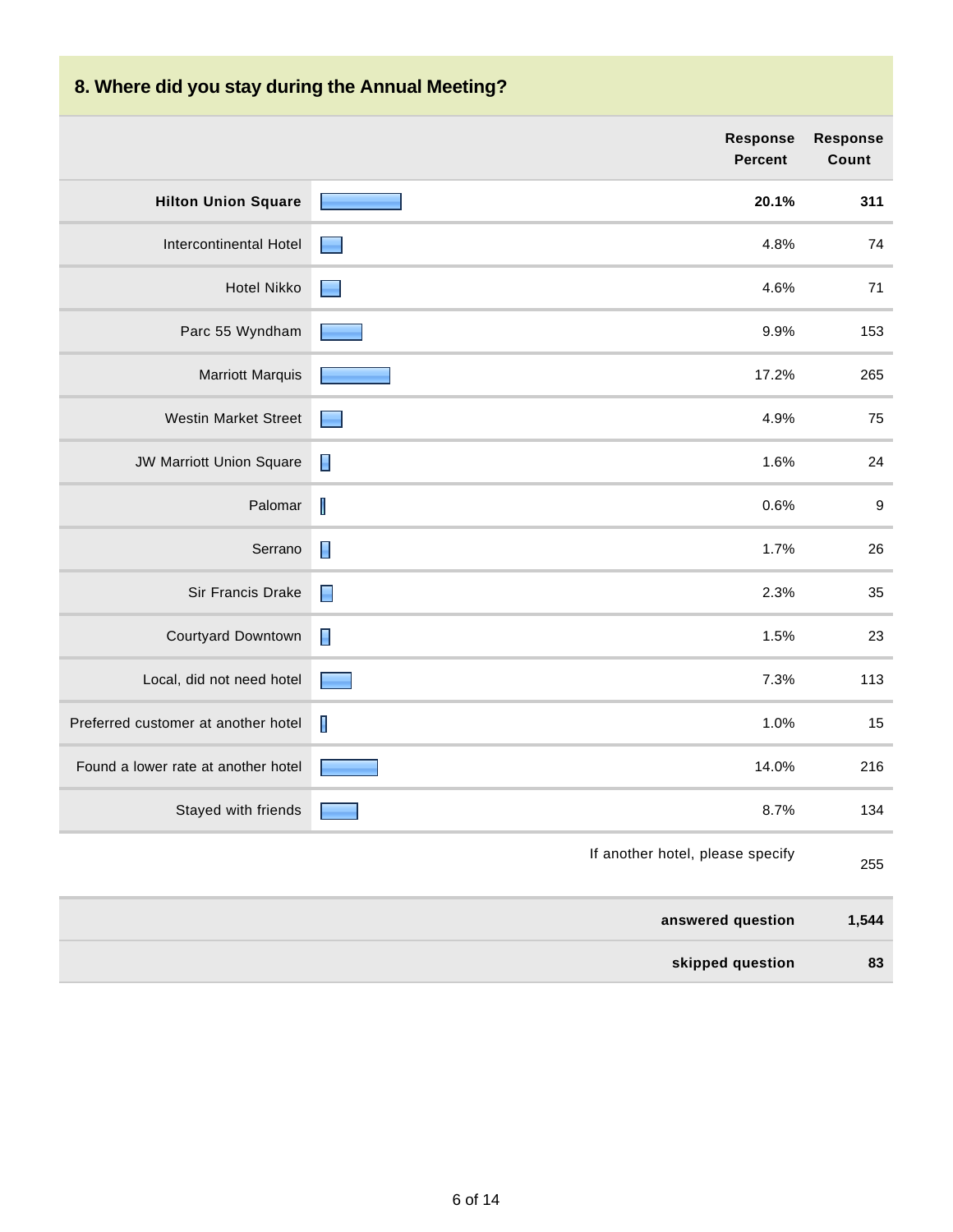## 8. Where did you stay during the Annual Meeting?

| | Response Percent | Response Count |
|---|---|---|
| **Hilton Union Square** | **20.1%** | **311** |
| Intercontinental Hotel | 4.8% | 74 |
| Hotel Nikko | 4.6% | 71 |
| Parc 55 Wyndham | 9.9% | 153 |
| Marriott Marquis | 17.2% | 265 |
| Westin Market Street | 4.9% | 75 |
| JW Marriott Union Square | 1.6% | 24 |
| Palomar | 0.6% | 9 |
| Serrano | 1.7% | 26 |
| Sir Francis Drake | 2.3% | 35 |
| Courtyard Downtown | 1.5% | 23 |
| Local, did not need hotel | 7.3% | 113 |
| Preferred customer at another hotel | 1.0% | 15 |
| Found a lower rate at another hotel | 14.0% | 216 |
| Stayed with friends | 8.7% | 134 |
| | If another hotel, please specify | 255 |
| | **answered question** | **1,544** |
| | **skipped question** | **83** |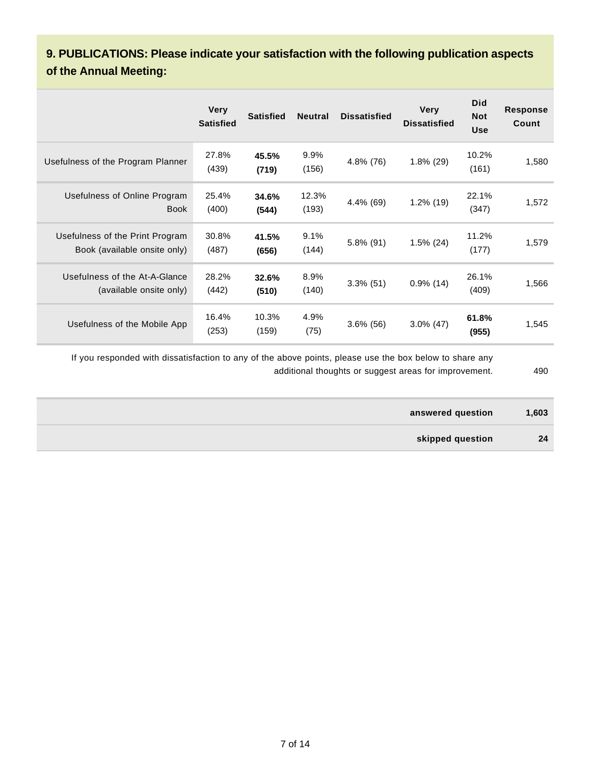## 9. PUBLICATIONS: Please indicate your satisfaction with the following publication aspects of the Annual Meeting:

| | Very Satisfied | Satisfied | Neutral | Dissatisfied | Very Dissatisfied | Did Not Use | Response Count |
|---|---|---|---|---|---|---|---|
| Usefulness of the Program Planner | 27.8% (439) | **45.5% (719)** | 9.9% (156) | 4.8% (76) | 1.8% (29) | 10.2% (161) | 1,580 |
| Usefulness of Online Program Book | 25.4% (400) | **34.6% (544)** | 12.3% (193) | 4.4% (69) | 1.2% (19) | 22.1% (347) | 1,572 |
| Usefulness of the Print Program Book (available onsite only) | 30.8% (487) | **41.5% (656)** | 9.1% (144) | 5.8% (91) | 1.5% (24) | 11.2% (177) | 1,579 |
| Usefulness of the At-A-Glance (available onsite only) | 28.2% (442) | **32.6% (510)** | 8.9% (140) | 3.3% (51) | 0.9% (14) | 26.1% (409) | 1,566 |
| Usefulness of the Mobile App | 16.4% (253) | 10.3% (159) | 4.9% (75) | 3.6% (56) | 3.0% (47) | **61.8% (955)** | 1,545 |

| | |
|---|---|
| If you responded with dissatisfaction to any of the above points, please use the box below to share any additional thoughts or suggest areas for improvement. | 490 |
| **answered question** | **1,603** |
| **skipped question** | **24** |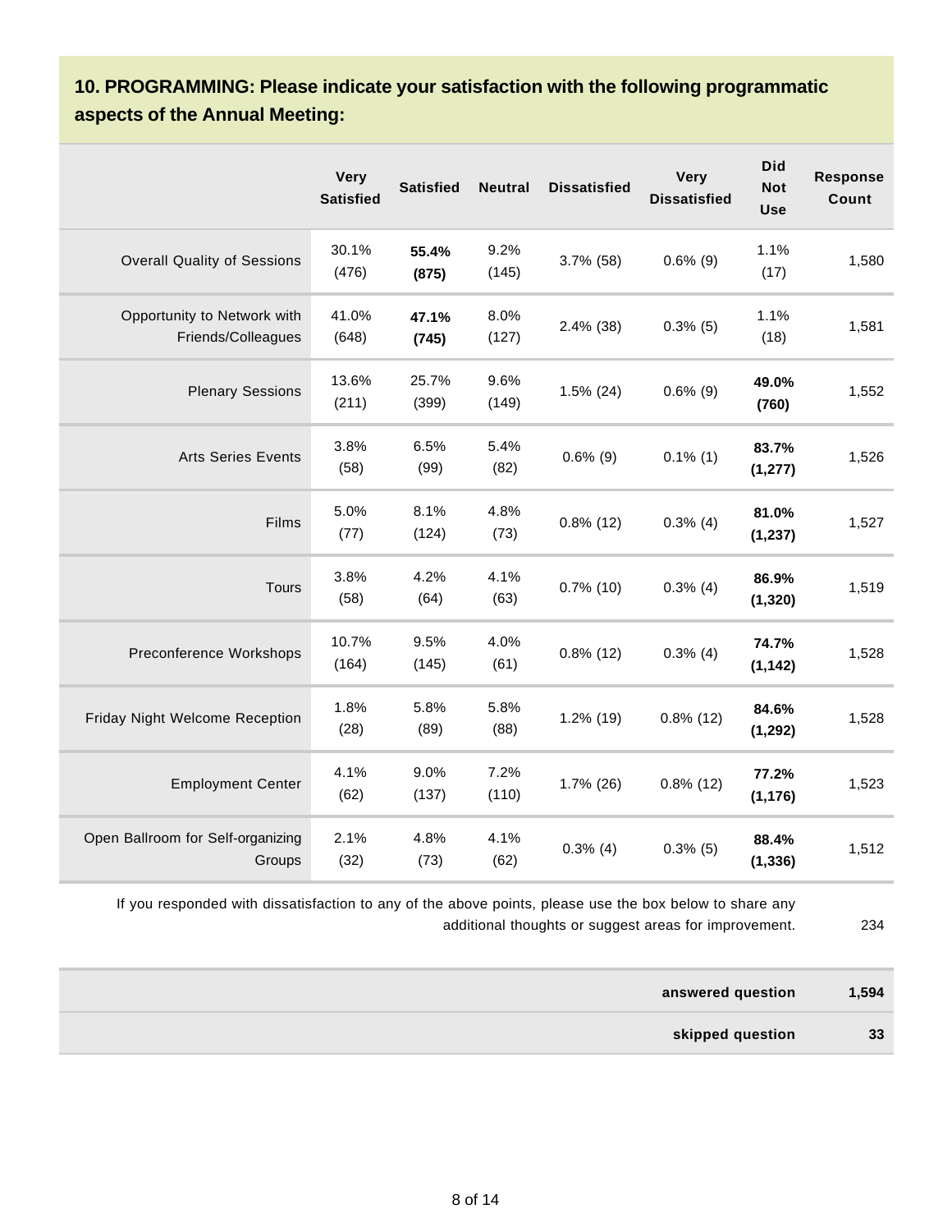## 10. PROGRAMMING: Please indicate your satisfaction with the following programmatic aspects of the Annual Meeting:

| | Very Satisfied | Satisfied | Neutral | Dissatisfied | Very Dissatisfied | Did Not Use | Response Count |
|---|---|---|---|---|---|---|---|
| Overall Quality of Sessions | 30.1% (476) | **55.4% (875)** | 9.2% (145) | 3.7% (58) | 0.6% (9) | 1.1% (17) | 1,580 |
| Opportunity to Network with Friends/Colleagues | 41.0% (648) | **47.1% (745)** | 8.0% (127) | 2.4% (38) | 0.3% (5) | 1.1% (18) | 1,581 |
| Plenary Sessions | 13.6% (211) | 25.7% (399) | 9.6% (149) | 1.5% (24) | 0.6% (9) | **49.0% (760)** | 1,552 |
| Arts Series Events | 3.8% (58) | 6.5% (99) | 5.4% (82) | 0.6% (9) | 0.1% (1) | **83.7% (1,277)** | 1,526 |
| Films | 5.0% (77) | 8.1% (124) | 4.8% (73) | 0.8% (12) | 0.3% (4) | **81.0% (1,237)** | 1,527 |
| Tours | 3.8% (58) | 4.2% (64) | 4.1% (63) | 0.7% (10) | 0.3% (4) | **86.9% (1,320)** | 1,519 |
| Preconference Workshops | 10.7% (164) | 9.5% (145) | 4.0% (61) | 0.8% (12) | 0.3% (4) | **74.7% (1,142)** | 1,528 |
| Friday Night Welcome Reception | 1.8% (28) | 5.8% (89) | 5.8% (88) | 1.2% (19) | 0.8% (12) | **84.6% (1,292)** | 1,528 |
| Employment Center | 4.1% (62) | 9.0% (137) | 7.2% (110) | 1.7% (26) | 0.8% (12) | **77.2% (1,176)** | 1,523 |
| Open Ballroom for Self-organizing Groups | 2.1% (32) | 4.8% (73) | 4.1% (62) | 0.3% (4) | 0.3% (5) | **88.4% (1,336)** | 1,512 |

If you responded with dissatisfaction to any of the above points, please use the box below to share any additional thoughts or suggest areas for improvement. 234

| | |
|---|---|
| **answered question** | **1,594** |
| **skipped question** | **33** |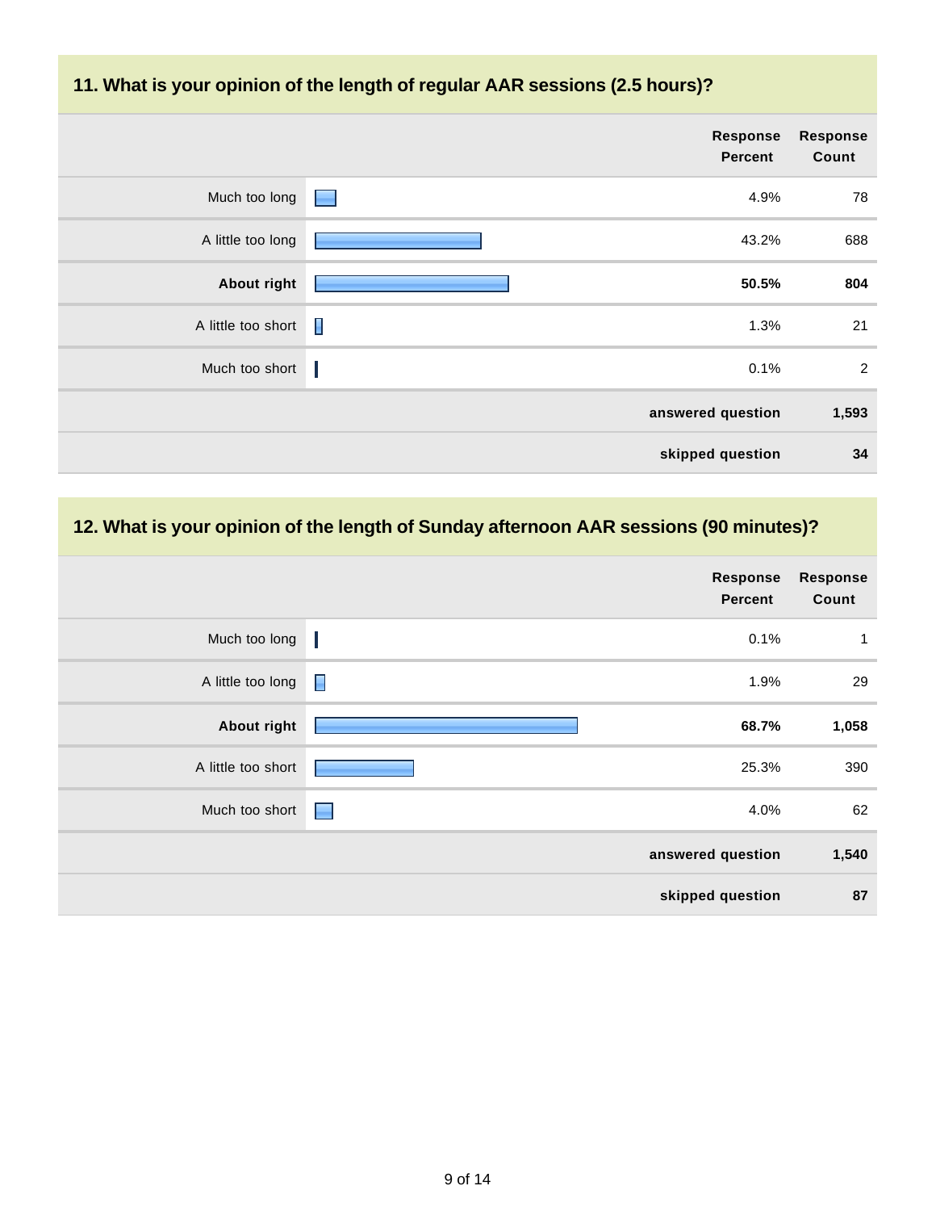## 11. What is your opinion of the length of regular AAR sessions (2.5 hours)?

| | Response Percent | Response Count |
|---|---|---|
| Much too long | 4.9% | 78 |
| A little too long | 43.2% | 688 |
| **About right** | **50.5%** | **804** |
| A little too short | 1.3% | 21 |
| Much too short | 0.1% | 2 |
| | **answered question** | **1,593** |
| | **skipped question** | **34** |

## 12. What is your opinion of the length of Sunday afternoon AAR sessions (90 minutes)?

| | Response Percent | Response Count |
|---|---|---|
| Much too long | 0.1% | 1 |
| A little too long | 1.9% | 29 |
| **About right** | **68.7%** | **1,058** |
| A little too short | 25.3% | 390 |
| Much too short | 4.0% | 62 |
| | **answered question** | **1,540** |
| | **skipped question** | **87** |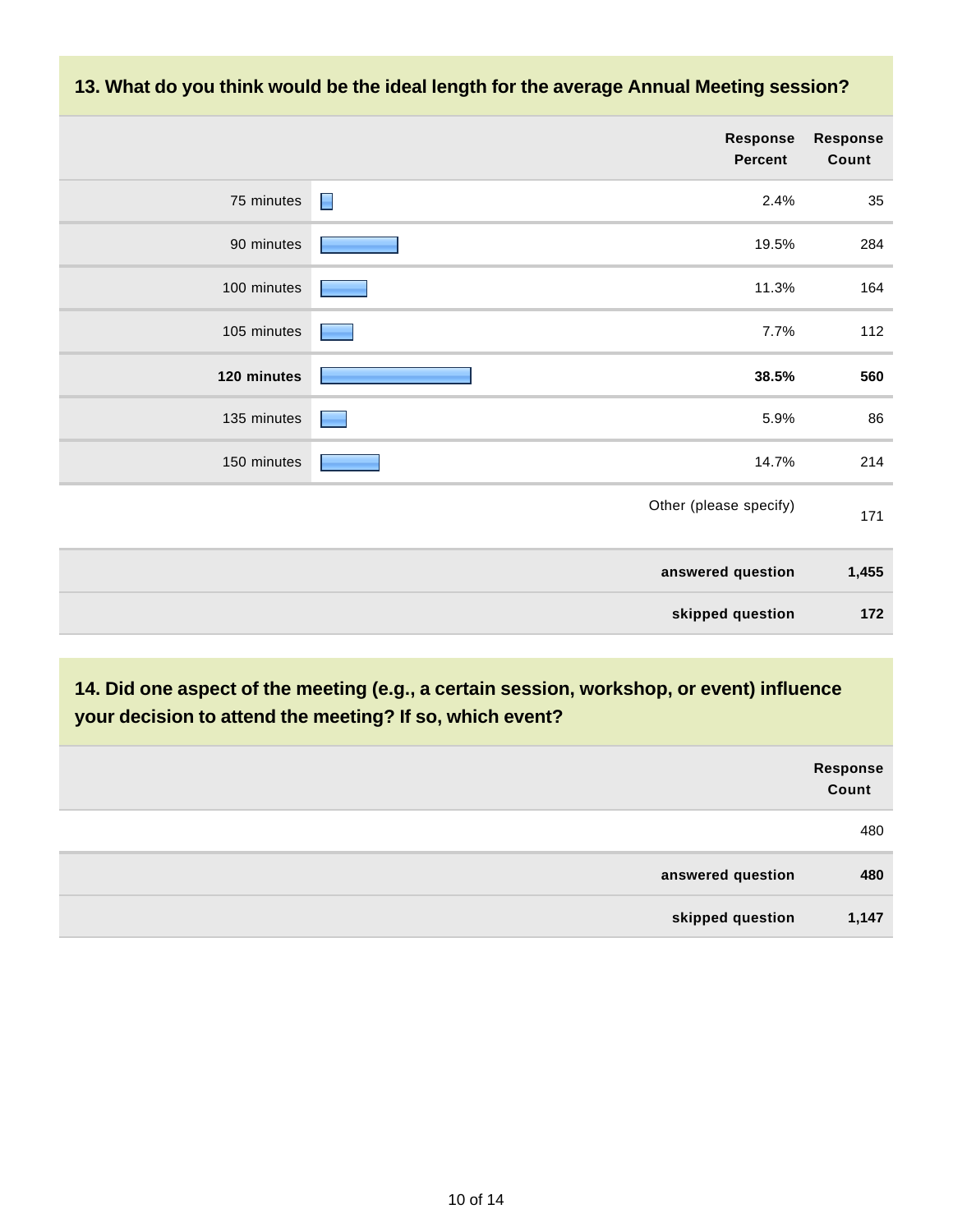## 13. What do you think would be the ideal length for the average Annual Meeting session?

| | Response Percent | Response Count |
|---|---|---|
| 75 minutes | 2.4% | 35 |
| 90 minutes | 19.5% | 284 |
| 100 minutes | 11.3% | 164 |
| 105 minutes | 7.7% | 112 |
| **120 minutes** | **38.5%** | **560** |
| 135 minutes | 5.9% | 86 |
| 150 minutes | 14.7% | 214 |
| | Other (please specify) | 171 |
| | **answered question** | **1,455** |
| | **skipped question** | **172** |

## 14. Did one aspect of the meeting (e.g., a certain session, workshop, or event) influence your decision to attend the meeting? If so, which event?

| | Response Count |
|---|---|
| | 480 |
| **answered question** | **480** |
| **skipped question** | **1,147** |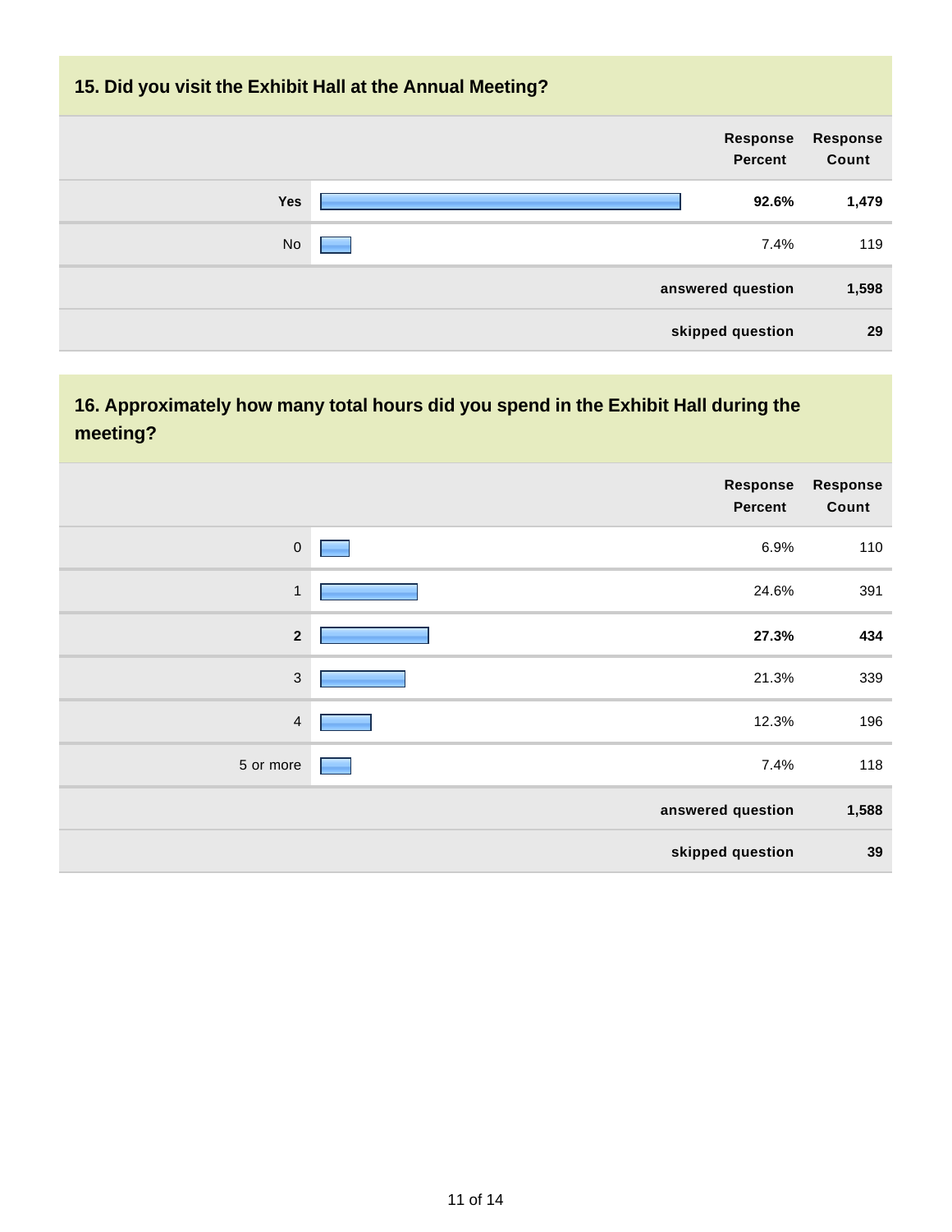## 15. Did you visit the Exhibit Hall at the Annual Meeting?

| | Response Percent | Response Count |
|---|---|---|
| **Yes** | **92.6%** | **1,479** |
| No | 7.4% | 119 |
| | **answered question** | **1,598** |
| | **skipped question** | **29** |

## 16. Approximately how many total hours did you spend in the Exhibit Hall during the meeting?

| | Response Percent | Response Count |
|---|---|---|
| 0 | 6.9% | 110 |
| 1 | 24.6% | 391 |
| **2** | **27.3%** | **434** |
| 3 | 21.3% | 339 |
| 4 | 12.3% | 196 |
| 5 or more | 7.4% | 118 |
| | **answered question** | **1,588** |
| | **skipped question** | **39** |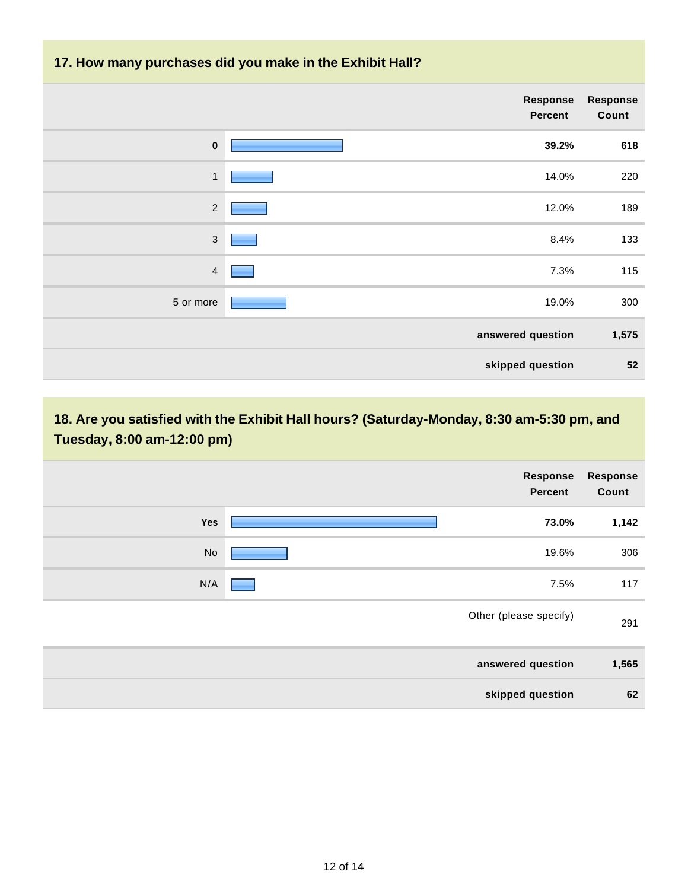## 17. How many purchases did you make in the Exhibit Hall?

| | Response Percent | Response Count |
|---|---|---|
| **0** | **39.2%** | **618** |
| 1 | 14.0% | 220 |
| 2 | 12.0% | 189 |
| 3 | 8.4% | 133 |
| 4 | 7.3% | 115 |
| 5 or more | 19.0% | 300 |
| | **answered question** | **1,575** |
| | **skipped question** | **52** |

## 18. Are you satisfied with the Exhibit Hall hours? (Saturday-Monday, 8:30 am-5:30 pm, and Tuesday, 8:00 am-12:00 pm)

| | Response Percent | Response Count |
|---|---|---|
| **Yes** | **73.0%** | **1,142** |
| No | 19.6% | 306 |
| N/A | 7.5% | 117 |
| | Other (please specify) | 291 |
| | **answered question** | **1,565** |
| | **skipped question** | **62** |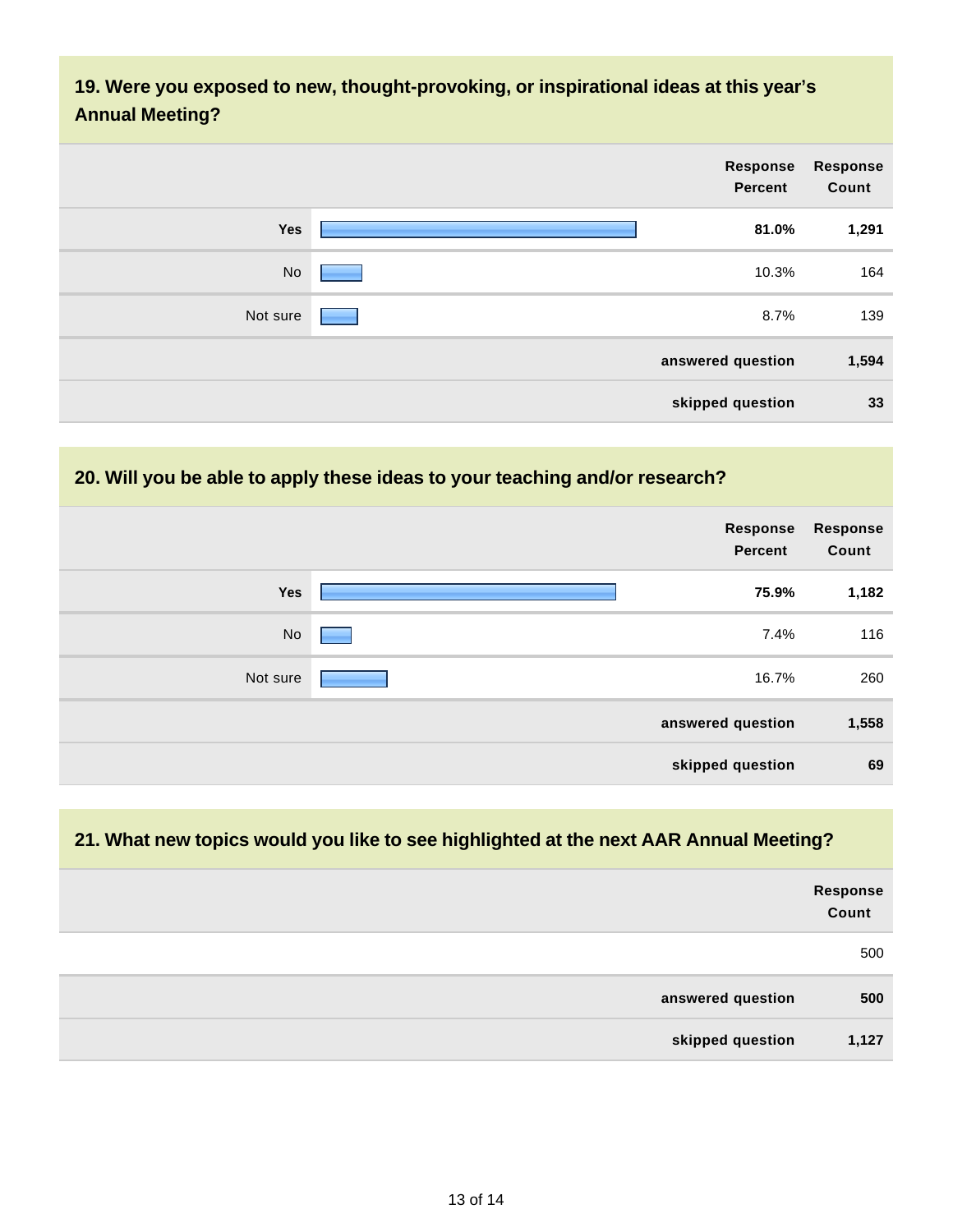## 19. Were you exposed to new, thought-provoking, or inspirational ideas at this year's Annual Meeting?

| | Response Percent | Response Count |
|---|---|---|
| **Yes** | **81.0%** | **1,291** |
| No | 10.3% | 164 |
| Not sure | 8.7% | 139 |
| | **answered question** | **1,594** |
| | **skipped question** | **33** |

## 20. Will you be able to apply these ideas to your teaching and/or research?

| | Response Percent | Response Count |
|---|---|---|
| **Yes** | **75.9%** | **1,182** |
| No | 7.4% | 116 |
| Not sure | 16.7% | 260 |
| | **answered question** | **1,558** |
| | **skipped question** | **69** |

## 21. What new topics would you like to see highlighted at the next AAR Annual Meeting?

| | Response Count |
|---|---|
| | 500 |
| **answered question** | **500** |
| **skipped question** | **1,127** |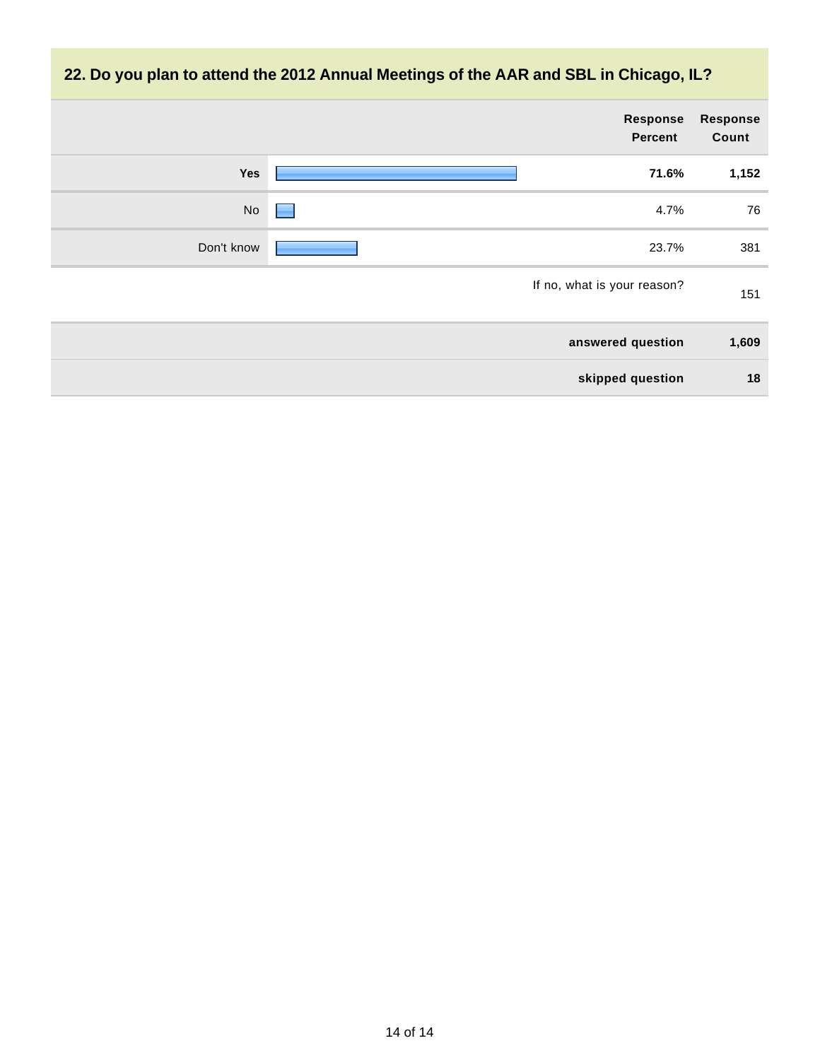## 22. Do you plan to attend the 2012 Annual Meetings of the AAR and SBL in Chicago, IL?

| | Response Percent | Response Count |
|---|---|---|
| **Yes** | **71.6%** | **1,152** |
| No | 4.7% | 76 |
| Don't know | 23.7% | 381 |
| | If no, what is your reason? | 151 |
| | **answered question** | **1,609** |
| | **skipped question** | **18** |